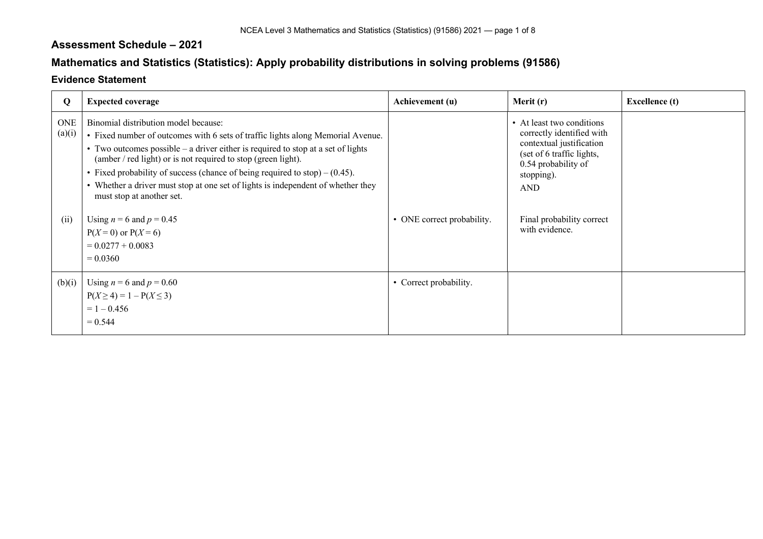## Assessment Schedule – 2021

## Mathematics and Statistics (Statistics): Apply probability distributions in solving problems (91586)

### Evidence Statement

| Q | Expected coverage | Achievement (u) | Merit (r) | Excellence (t) |
|---|---|---|---|---|
| ONE (a)(i) | Binomial distribution model because:<br>• Fixed number of outcomes with 6 sets of traffic lights along Memorial Avenue.<br>• Two outcomes possible – a driver either is required to stop at a set of lights (amber / red light) or is not required to stop (green light).<br>• Fixed probability of success (chance of being required to stop) – (0.45).<br>• Whether a driver must stop at one set of lights is independent of whether they must stop at another set. | | • At least two conditions correctly identified with contextual justification (set of 6 traffic lights, 0.54 probability of stopping).<br>AND | |
| (ii) | Using $n = 6$ and $p = 0.45$<br>$P(X = 0)$ or $P(X = 6)$<br>$= 0.0277 + 0.0083$<br>$= 0.0360$ | • ONE correct probability. | Final probability correct with evidence. | |
| (b)(i) | Using $n = 6$ and $p = 0.60$<br>$P(X \geq 4) = 1 - P(X \leq 3)$<br>$= 1 - 0.456$<br>$= 0.544$ | • Correct probability. | | |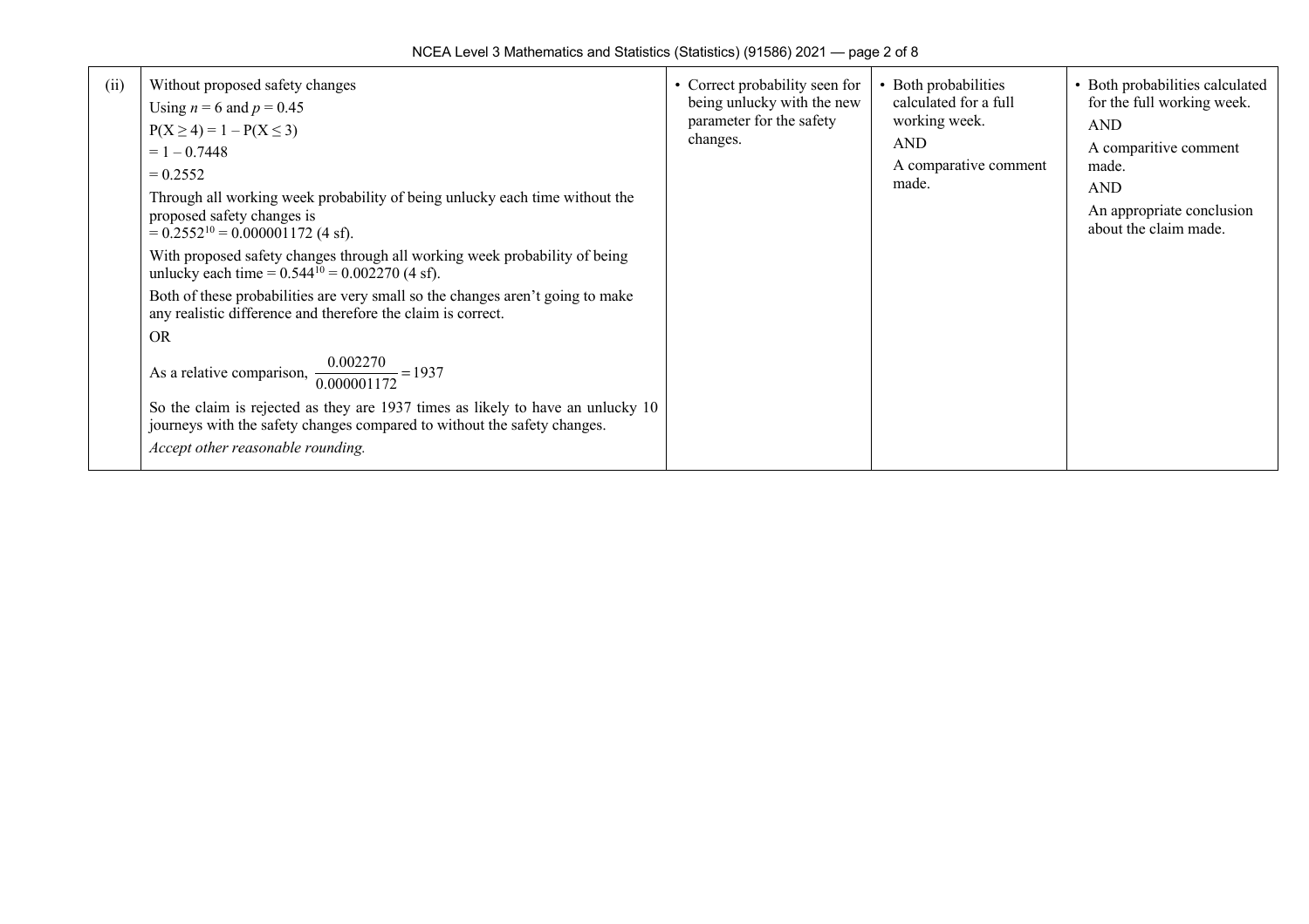| | | | | |
|---|---|---|---|---|
| (ii) | Without proposed safety changes<br>Using $n = 6$ and $p = 0.45$<br>$P(X \geq 4) = 1 - P(X \leq 3)$<br>$= 1 - 0.7448$<br>$= 0.2552$<br>Through all working week probability of being unlucky each time without the proposed safety changes is<br>$= 0.2552^{10} = 0.000001172$ (4 sf).<br>With proposed safety changes through all working week probability of being unlucky each time $= 0.544^{10} = 0.002270$ (4 sf).<br>Both of these probabilities are very small so the changes aren't going to make any realistic difference and therefore the claim is correct.<br>OR<br>As a relative comparison, $\dfrac{0.002270}{0.000001172} = 1937$<br>So the claim is rejected as they are 1937 times as likely to have an unlucky 10 journeys with the safety changes compared to without the safety changes.<br>*Accept other reasonable rounding.* | • Correct probability seen for being unlucky with the new parameter for the safety changes. | • Both probabilities calculated for a full working week.<br>AND<br>A comparative comment made. | • Both probabilities calculated for the full working week.<br>AND<br>A comparitive comment made.<br>AND<br>An appropriate conclusion about the claim made. |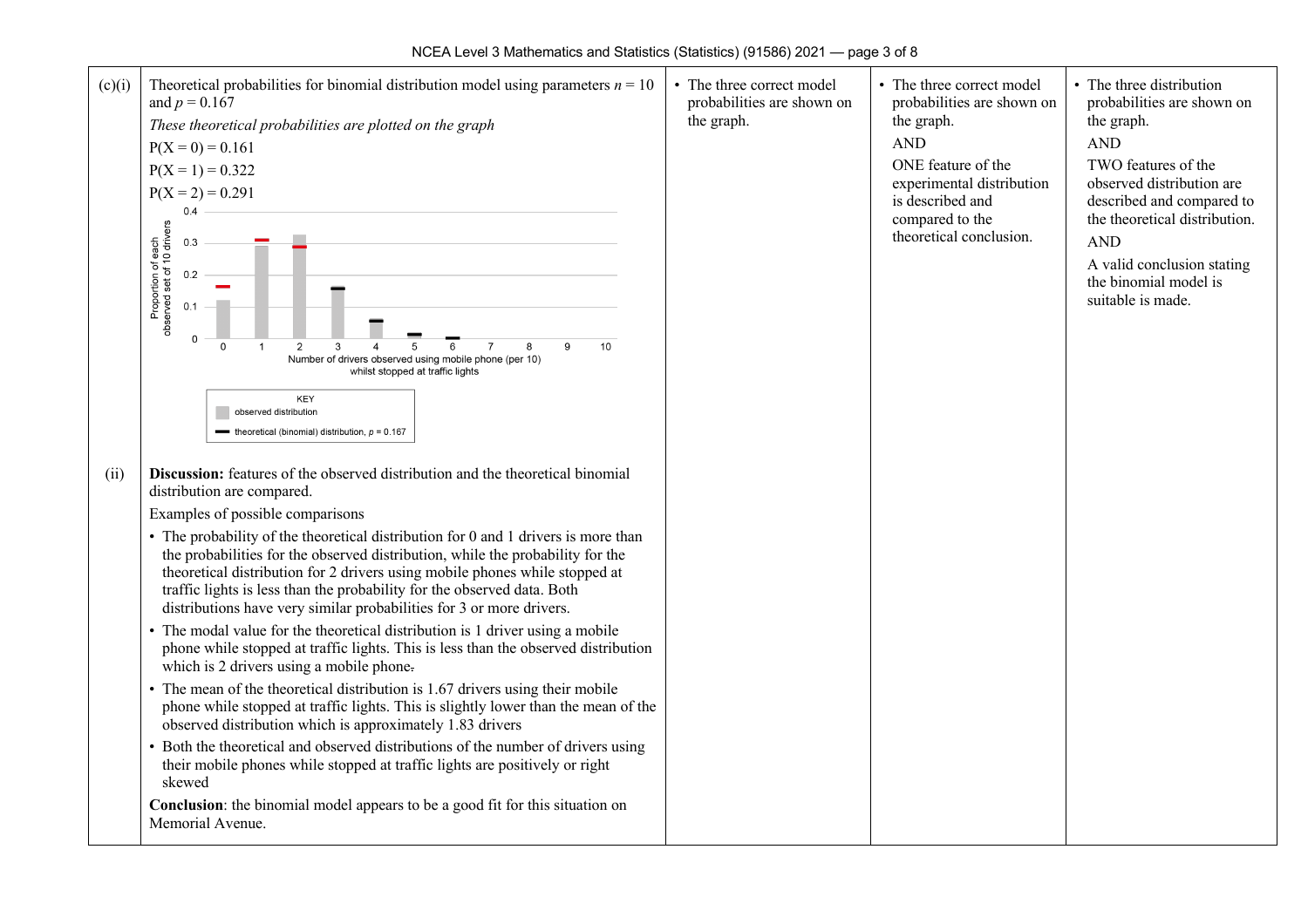| | | | | |
|---|---|---|---|---|
| (c)(i) | Theoretical probabilities for binomial distribution model using parameters $n = 10$ and $p = 0.167$<br>*These theoretical probabilities are plotted on the graph*<br>$P(X = 0) = 0.161$<br>$P(X = 1) = 0.322$<br>$P(X = 2) = 0.291$<br>[Graph: Proportion of each observed set of 10 drivers vs Number of drivers observed using mobile phone (per 10) whilst stopped at traffic lights. KEY: observed distribution; theoretical (binomial) distribution, $p = 0.167$] | • The three correct model probabilities are shown on the graph. | • The three correct model probabilities are shown on the graph.<br>AND<br>ONE feature of the experimental distribution is described and compared to the theoretical conclusion. | • The three distribution probabilities are shown on the graph.<br>AND<br>TWO features of the observed distribution are described and compared to the theoretical distribution.<br>AND<br>A valid conclusion stating the binomial model is suitable is made. |
| (ii) | **Discussion:** features of the observed distribution and the theoretical binomial distribution are compared.<br>Examples of possible comparisons<br>• The probability of the theoretical distribution for 0 and 1 drivers is more than the probabilities for the observed distribution, while the probability for the theoretical distribution for 2 drivers using mobile phones while stopped at traffic lights is less than the probability for the observed data. Both distributions have very similar probabilities for 3 or more drivers.<br>• The modal value for the theoretical distribution is 1 driver using a mobile phone while stopped at traffic lights. This is less than the observed distribution which is 2 drivers using a mobile phone.<br>• The mean of the theoretical distribution is 1.67 drivers using their mobile phone while stopped at traffic lights. This is slightly lower than the mean of the observed distribution which is approximately 1.83 drivers<br>• Both the theoretical and observed distributions of the number of drivers using their mobile phones while stopped at traffic lights are positively or right skewed<br>**Conclusion**: the binomial model appears to be a good fit for this situation on Memorial Avenue. | | | |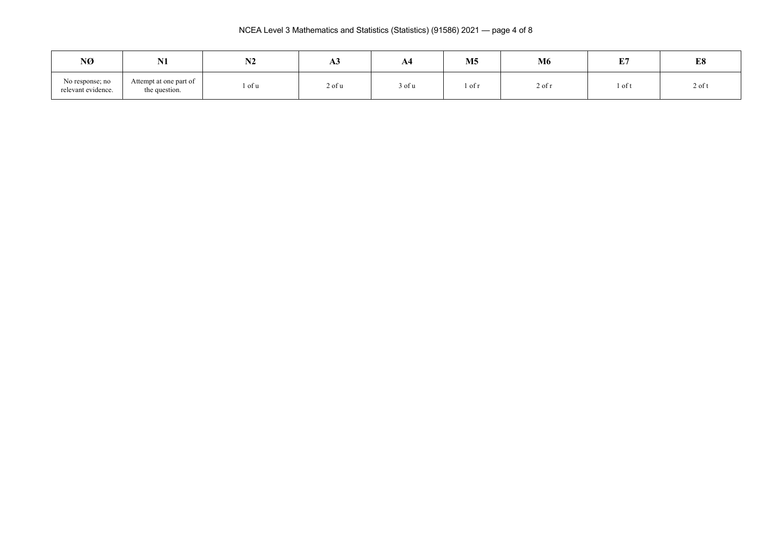| NØ | N1 | N2 | A3 | A4 | M5 | M6 | E7 | E8 |
|---|---|---|---|---|---|---|---|---|
| No response; no relevant evidence. | Attempt at one part of the question. | 1 of u | 2 of u | 3 of u | 1 of r | 2 of r | 1 of t | 2 of t |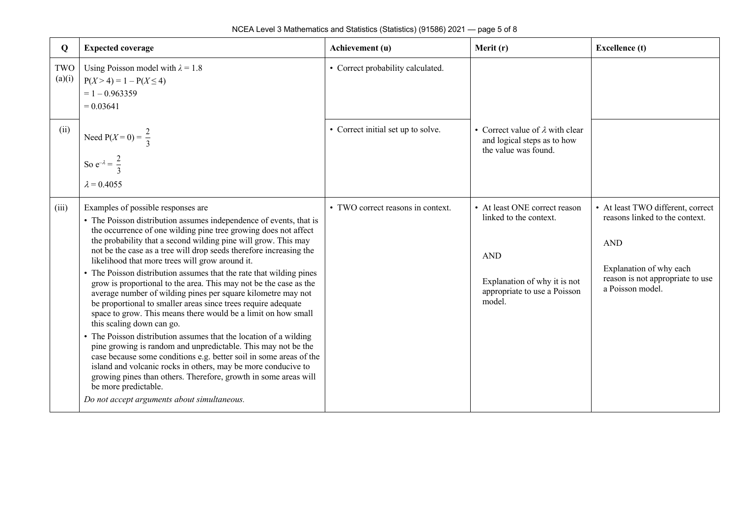| Q | Expected coverage | Achievement (u) | Merit (r) | Excellence (t) |
|---|---|---|---|---|
| TWO (a)(i) | Using Poisson model with $\lambda = 1.8$<br>$P(X > 4) = 1 - P(X \leq 4)$<br>$= 1 - 0.963359$<br>$= 0.03641$ | • Correct probability calculated. | | |
| (ii) | Need $P(X = 0) = \frac{2}{3}$<br>So $e^{-\lambda} = \frac{2}{3}$<br>$\lambda = 0.4055$ | • Correct initial set up to solve. | • Correct value of $\lambda$ with clear and logical steps as to how the value was found. | |
| (iii) | Examples of possible responses are<br>• The Poisson distribution assumes independence of events, that is the occurrence of one wilding pine tree growing does not affect the probability that a second wilding pine will grow. This may not be the case as a tree will drop seeds therefore increasing the likelihood that more trees will grow around it.<br>• The Poisson distribution assumes that the rate that wilding pines grow is proportional to the area. This may not be the case as the average number of wilding pines per square kilometre may not be proportional to smaller areas since trees require adequate space to grow. This means there would be a limit on how small this scaling down can go.<br>• The Poisson distribution assumes that the location of a wilding pine growing is random and unpredictable. This may not be the case because some conditions e.g. better soil in some areas of the island and volcanic rocks in others, may be more conducive to growing pines than others. Therefore, growth in some areas will be more predictable.<br>*Do not accept arguments about simultaneous.* | • TWO correct reasons in context. | • At least ONE correct reason linked to the context.<br><br>AND<br><br>Explanation of why it is not appropriate to use a Poisson model. | • At least TWO different, correct reasons linked to the context.<br><br>AND<br><br>Explanation of why each reason is not appropriate to use a Poisson model. |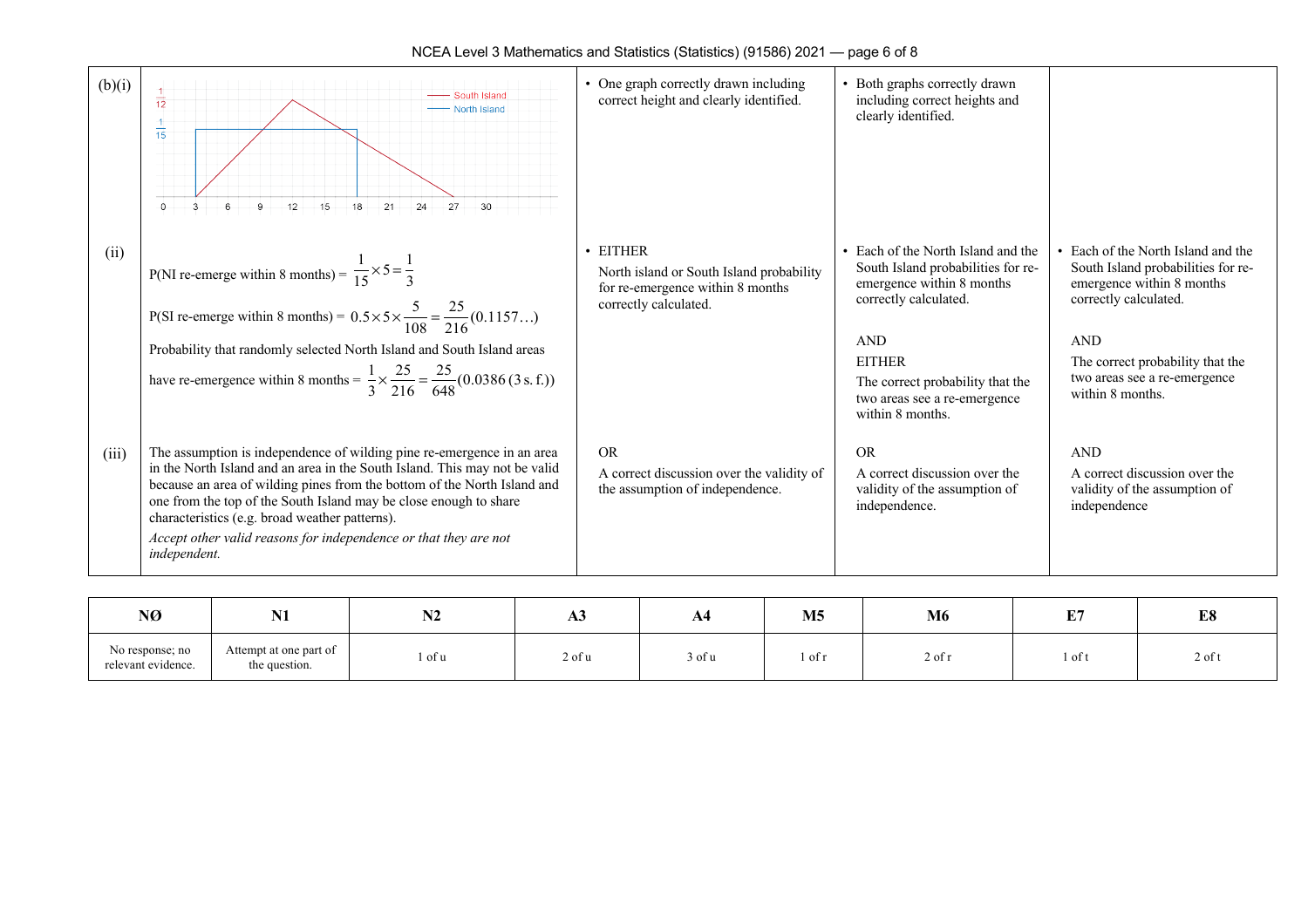| | | | | |
|---|---|---|---|---|
| (b)(i) | [Graph: South Island (red triangle from 3 to 27, peak $\frac{1}{12}$ at 12); North Island (blue rectangle from 3 to 18, height $\frac{1}{15}$); x-axis 0, 3, 6, 9, 12, 15, 18, 21, 24, 27, 30] | • One graph correctly drawn including correct height and clearly identified. | • Both graphs correctly drawn including correct heights and clearly identified. | |
| (ii) | P(NI re-emerge within 8 months) = $\frac{1}{15} \times 5 = \frac{1}{3}$<br><br>P(SI re-emerge within 8 months) = $0.5 \times 5 \times \frac{5}{108} = \frac{25}{216}(0.1157\ldots)$<br><br>Probability that randomly selected North Island and South Island areas have re-emergence within 8 months = $\frac{1}{3} \times \frac{25}{216} = \frac{25}{648}(0.0386\,(3\text{ s. f.}))$ | • EITHER<br><br>North island or South Island probability for re-emergence within 8 months correctly calculated. | • Each of the North Island and the South Island probabilities for re-emergence within 8 months correctly calculated.<br><br>AND<br><br>EITHER<br><br>The correct probability that the two areas see a re-emergence within 8 months. | • Each of the North Island and the South Island probabilities for re-emergence within 8 months correctly calculated.<br><br>AND<br><br>The correct probability that the two areas see a re-emergence within 8 months. |
| (iii) | The assumption is independence of wilding pine re-emergence in an area in the North Island and an area in the South Island. This may not be valid because an area of wilding pines from the bottom of the North Island and one from the top of the South Island may be close enough to share characteristics (e.g. broad weather patterns).<br><br>*Accept other valid reasons for independence or that they are not independent.* | OR<br><br>A correct discussion over the validity of the assumption of independence. | OR<br><br>A correct discussion over the validity of the assumption of independence. | AND<br><br>A correct discussion over the validity of the assumption of independence |

| NØ | N1 | N2 | A3 | A4 | M5 | M6 | E7 | E8 |
|---|---|---|---|---|---|---|---|---|
| No response; no relevant evidence. | Attempt at one part of the question. | 1 of u | 2 of u | 3 of u | 1 of r | 2 of r | 1 of t | 2 of t |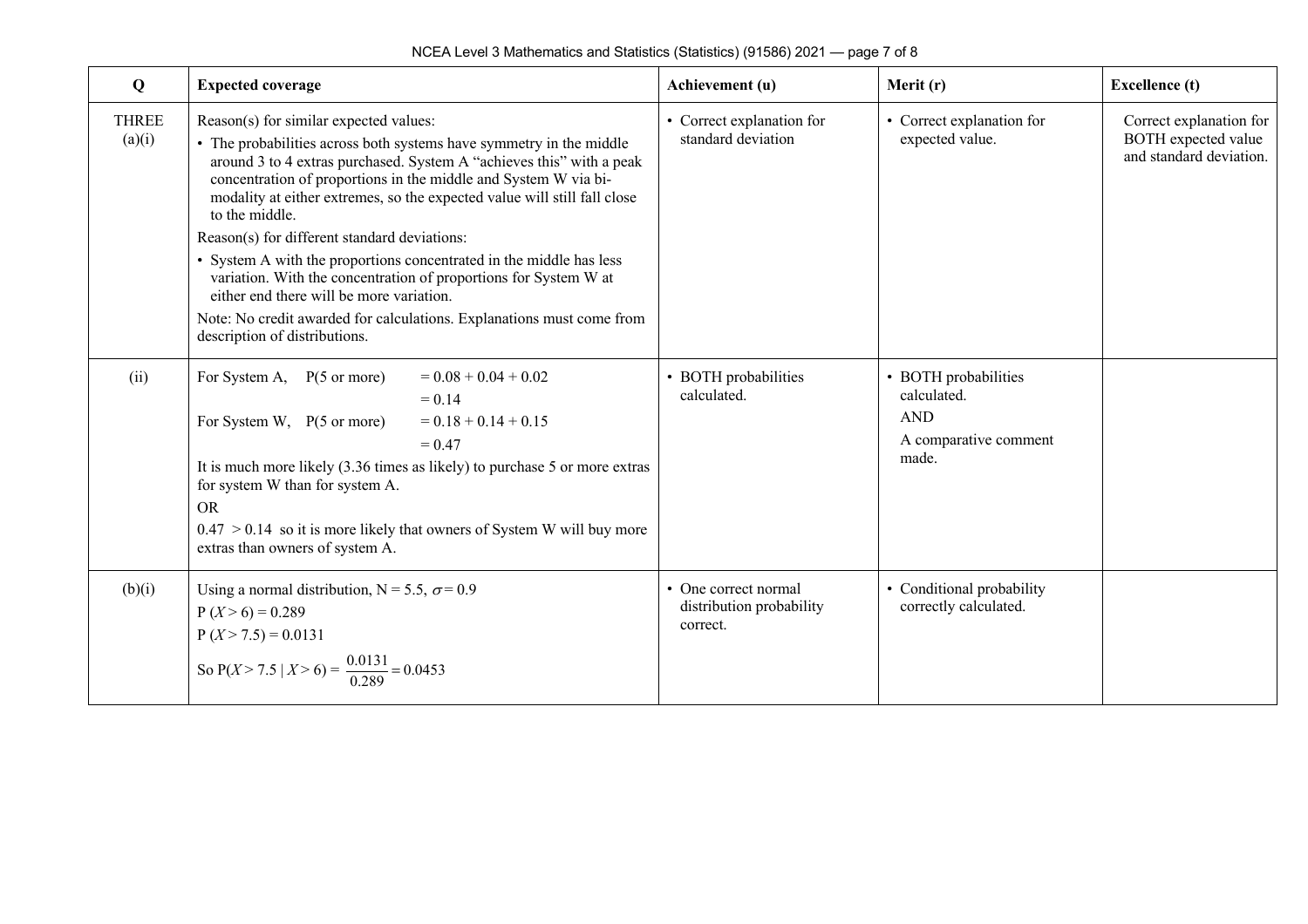| Q | Expected coverage | Achievement (u) | Merit (r) | Excellence (t) |
|---|---|---|---|---|
| THREE (a)(i) | Reason(s) for similar expected values:<br>• The probabilities across both systems have symmetry in the middle around 3 to 4 extras purchased. System A "achieves this" with a peak concentration of proportions in the middle and System W via bi-modality at either extremes, so the expected value will still fall close to the middle.<br>Reason(s) for different standard deviations:<br>• System A with the proportions concentrated in the middle has less variation. With the concentration of proportions for System W at either end there will be more variation.<br>Note: No credit awarded for calculations. Explanations must come from description of distributions. | • Correct explanation for standard deviation | • Correct explanation for expected value. | Correct explanation for BOTH expected value and standard deviation. |
| (ii) | For System A, P(5 or more) $= 0.08 + 0.04 + 0.02$ $= 0.14$<br>For System W, P(5 or more) $= 0.18 + 0.14 + 0.15$ $= 0.47$<br>It is much more likely (3.36 times as likely) to purchase 5 or more extras for system W than for system A.<br>OR<br>$0.47 > 0.14$ so it is more likely that owners of System W will buy more extras than owners of system A. | • BOTH probabilities calculated. | • BOTH probabilities calculated.<br>AND<br>A comparative comment made. | |
| (b)(i) | Using a normal distribution, $N = 5.5$, $\sigma = 0.9$<br>$P(X > 6) = 0.289$<br>$P(X > 7.5) = 0.0131$<br>So $P(X > 7.5 \mid X > 6) = \frac{0.0131}{0.289} = 0.0453$ | • One correct normal distribution probability correct. | • Conditional probability correctly calculated. | |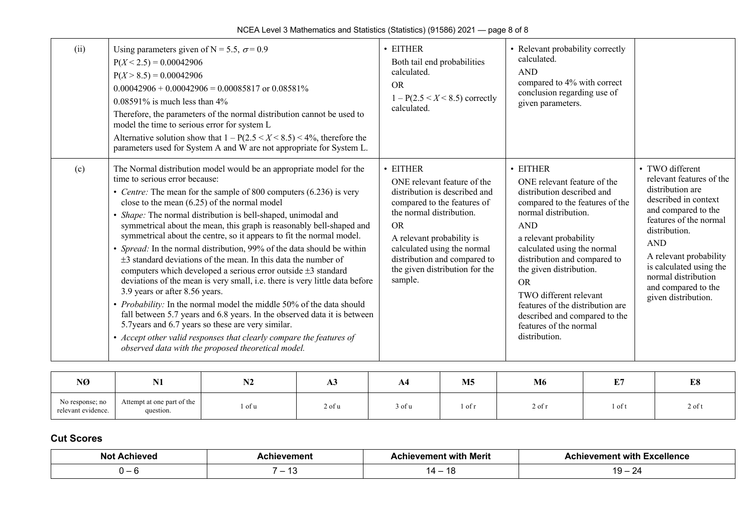| | | | | |
|---|---|---|---|---|
| (ii) | Using parameters given of N = 5.5, $\sigma = 0.9$<br>$P(X < 2.5) = 0.00042906$<br>$P(X > 8.5) = 0.00042906$<br>$0.00042906 + 0.00042906 = 0.00085817$ or $0.08581\%$<br>$0.08591\%$ is much less than 4%<br>Therefore, the parameters of the normal distribution cannot be used to model the time to serious error for system L<br>Alternative solution show that $1 - P(2.5 < X < 8.5) < 4\%$, therefore the parameters used for System A and W are not appropriate for System L. | • EITHER<br>Both tail end probabilities calculated.<br>OR<br>$1 - P(2.5 < X < 8.5)$ correctly calculated. | • Relevant probability correctly calculated.<br>AND<br>compared to 4% with correct conclusion regarding use of given parameters. | |
| (c) | The Normal distribution model would be an appropriate model for the time to serious error because:<br>• *Centre:* The mean for the sample of 800 computers (6.236) is very close to the mean (6.25) of the normal model<br>• *Shape:* The normal distribution is bell-shaped, unimodal and symmetrical about the mean, this graph is reasonably bell-shaped and symmetrical about the centre, so it appears to fit the normal model.<br>• *Spread:* In the normal distribution, 99% of the data should be within ±3 standard deviations of the mean. In this data the number of computers which developed a serious error outside ±3 standard deviations of the mean is very small, i.e. there is very little data before 3.9 years or after 8.56 years.<br>• *Probability:* In the normal model the middle 50% of the data should fall between 5.7 years and 6.8 years. In the observed data it is between 5.7years and 6.7 years so these are very similar.<br>• *Accept other valid responses that clearly compare the features of observed data with the proposed theoretical model.* | • EITHER<br>ONE relevant feature of the distribution is described and compared to the features of the normal distribution.<br>OR<br>A relevant probability is calculated using the normal distribution and compared to the given distribution for the sample. | • EITHER<br>ONE relevant feature of the distribution described and compared to the features of the normal distribution.<br>AND<br>a relevant probability calculated using the normal distribution and compared to the given distribution.<br>OR<br>TWO different relevant features of the distribution are described and compared to the features of the normal distribution. | • TWO different relevant features of the distribution are described in context and compared to the features of the normal distribution.<br>AND<br>A relevant probability is calculated using the normal distribution and compared to the given distribution. |

| NØ | N1 | N2 | A3 | A4 | M5 | M6 | E7 | E8 |
|---|---|---|---|---|---|---|---|---|
| No response; no relevant evidence. | Attempt at one part of the question. | 1 of u | 2 of u | 3 of u | 1 of r | 2 of r | 1 of t | 2 of t |

## Cut Scores

| Not Achieved | Achievement | Achievement with Merit | Achievement with Excellence |
|---|---|---|---|
| 0 – 6 | 7 – 13 | 14 – 18 | 19 – 24 |